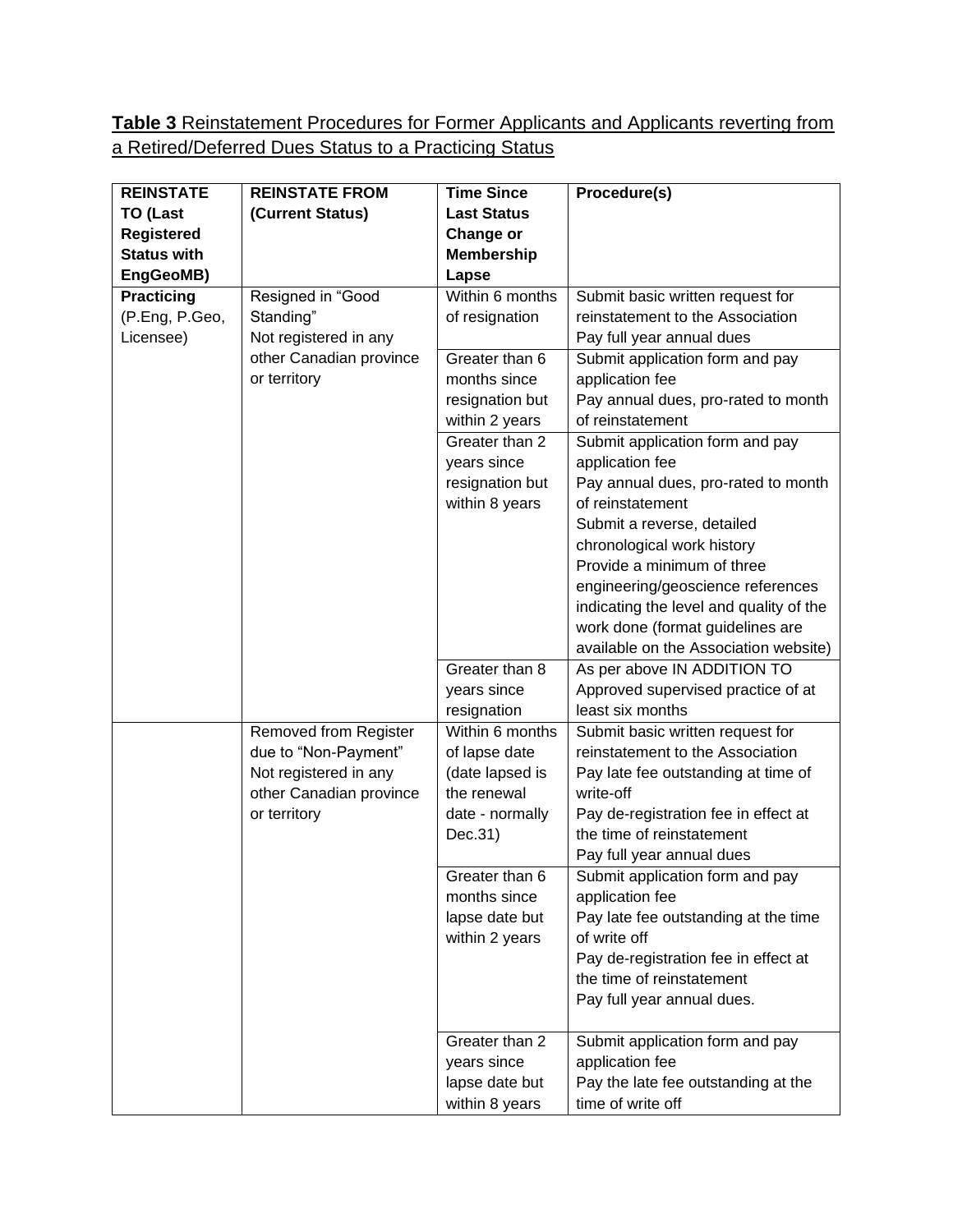**Table 3** Reinstatement Procedures for Former Applicants and Applicants reverting from a Retired/Deferred Dues Status to a Practicing Status

| **REINSTATE TO (Last Registered Status with EngGeoMB)** | **REINSTATE FROM (Current Status)** | **Time Since Last Status Change or Membership Lapse** | **Procedure(s)** |
|---|---|---|---|
| **Practicing** (P.Eng, P.Geo, Licensee) | Resigned in "Good Standing" Not registered in any other Canadian province or territory | Within 6 months of resignation | Submit basic written request for reinstatement to the Association<br>Pay full year annual dues |
| | | Greater than 6 months since resignation but within 2 years | Submit application form and pay application fee<br>Pay annual dues, pro-rated to month of reinstatement |
| | | Greater than 2 years since resignation but within 8 years | Submit application form and pay application fee<br>Pay annual dues, pro-rated to month of reinstatement<br>Submit a reverse, detailed chronological work history<br>Provide a minimum of three engineering/geoscience references indicating the level and quality of the work done (format guidelines are available on the Association website) |
| | | Greater than 8 years since resignation | As per above IN ADDITION TO<br>Approved supervised practice of at least six months |
| | Removed from Register due to "Non-Payment" Not registered in any other Canadian province or territory | Within 6 months of lapse date (date lapsed is the renewal date - normally Dec.31) | Submit basic written request for reinstatement to the Association<br>Pay late fee outstanding at time of write-off<br>Pay de-registration fee in effect at the time of reinstatement<br>Pay full year annual dues |
| | | Greater than 6 months since lapse date but within 2 years | Submit application form and pay application fee<br>Pay late fee outstanding at the time of write off<br>Pay de-registration fee in effect at the time of reinstatement<br>Pay full year annual dues. |
| | | Greater than 2 years since lapse date but within 8 years | Submit application form and pay application fee<br>Pay the late fee outstanding at the time of write off |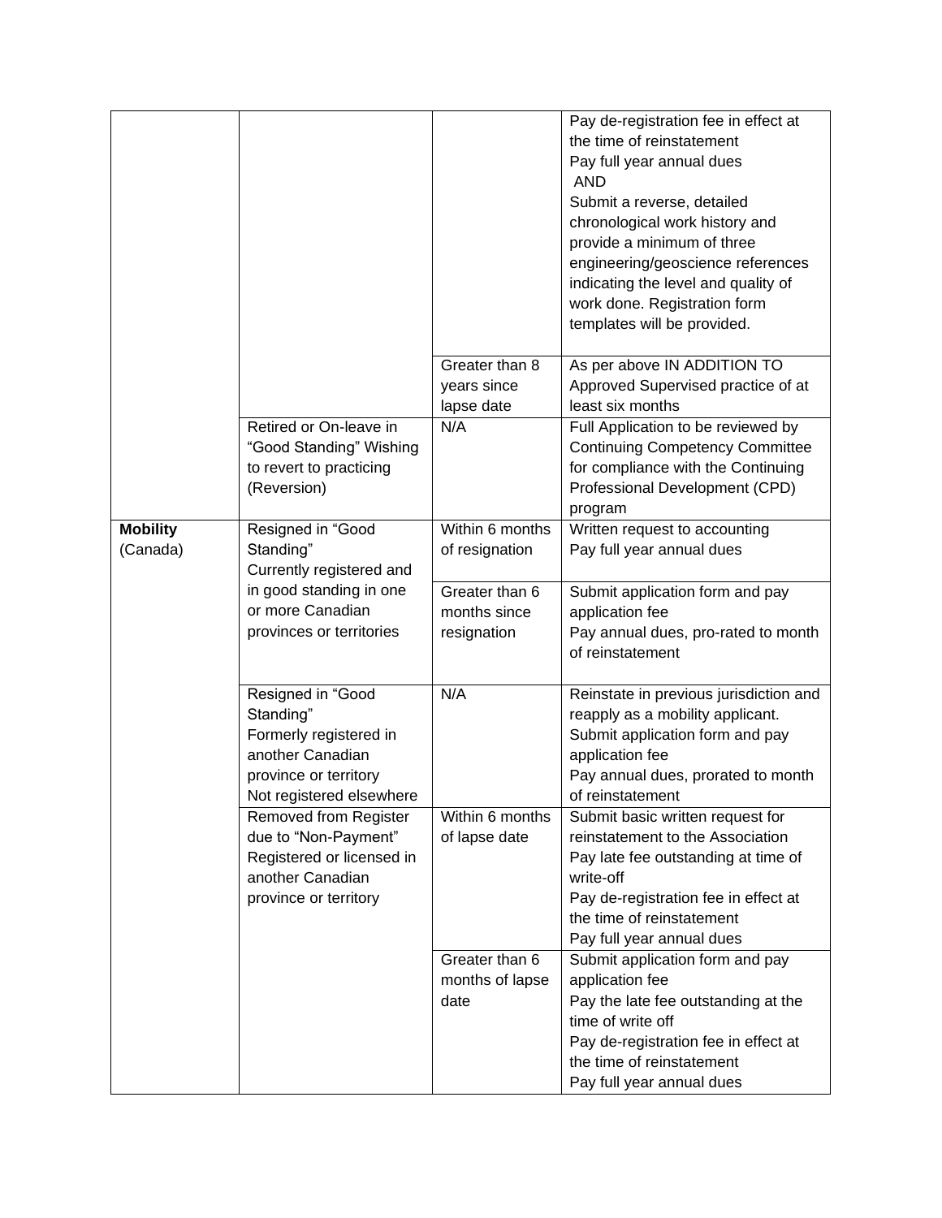| | | | |
|---|---|---|---|
| | | | Pay de-registration fee in effect at the time of reinstatement<br>Pay full year annual dues<br>AND<br>Submit a reverse, detailed chronological work history and provide a minimum of three engineering/geoscience references indicating the level and quality of work done. Registration form templates will be provided. |
| | | Greater than 8 years since lapse date | As per above IN ADDITION TO Approved Supervised practice of at least six months |
| | Retired or On-leave in "Good Standing" Wishing to revert to practicing (Reversion) | N/A | Full Application to be reviewed by Continuing Competency Committee for compliance with the Continuing Professional Development (CPD) program |
| **Mobility** (Canada) | Resigned in "Good Standing"<br>Currently registered and in good standing in one or more Canadian provinces or territories | Within 6 months of resignation | Written request to accounting<br>Pay full year annual dues |
| | | Greater than 6 months since resignation | Submit application form and pay application fee<br>Pay annual dues, pro-rated to month of reinstatement |
| | Resigned in "Good Standing"<br>Formerly registered in another Canadian province or territory<br>Not registered elsewhere | N/A | Reinstate in previous jurisdiction and reapply as a mobility applicant.<br>Submit application form and pay application fee<br>Pay annual dues, prorated to month of reinstatement |
| | Removed from Register due to "Non-Payment"<br>Registered or licensed in another Canadian province or territory | Within 6 months of lapse date | Submit basic written request for reinstatement to the Association<br>Pay late fee outstanding at time of write-off<br>Pay de-registration fee in effect at the time of reinstatement<br>Pay full year annual dues |
| | | Greater than 6 months of lapse date | Submit application form and pay application fee<br>Pay the late fee outstanding at the time of write off<br>Pay de-registration fee in effect at the time of reinstatement<br>Pay full year annual dues |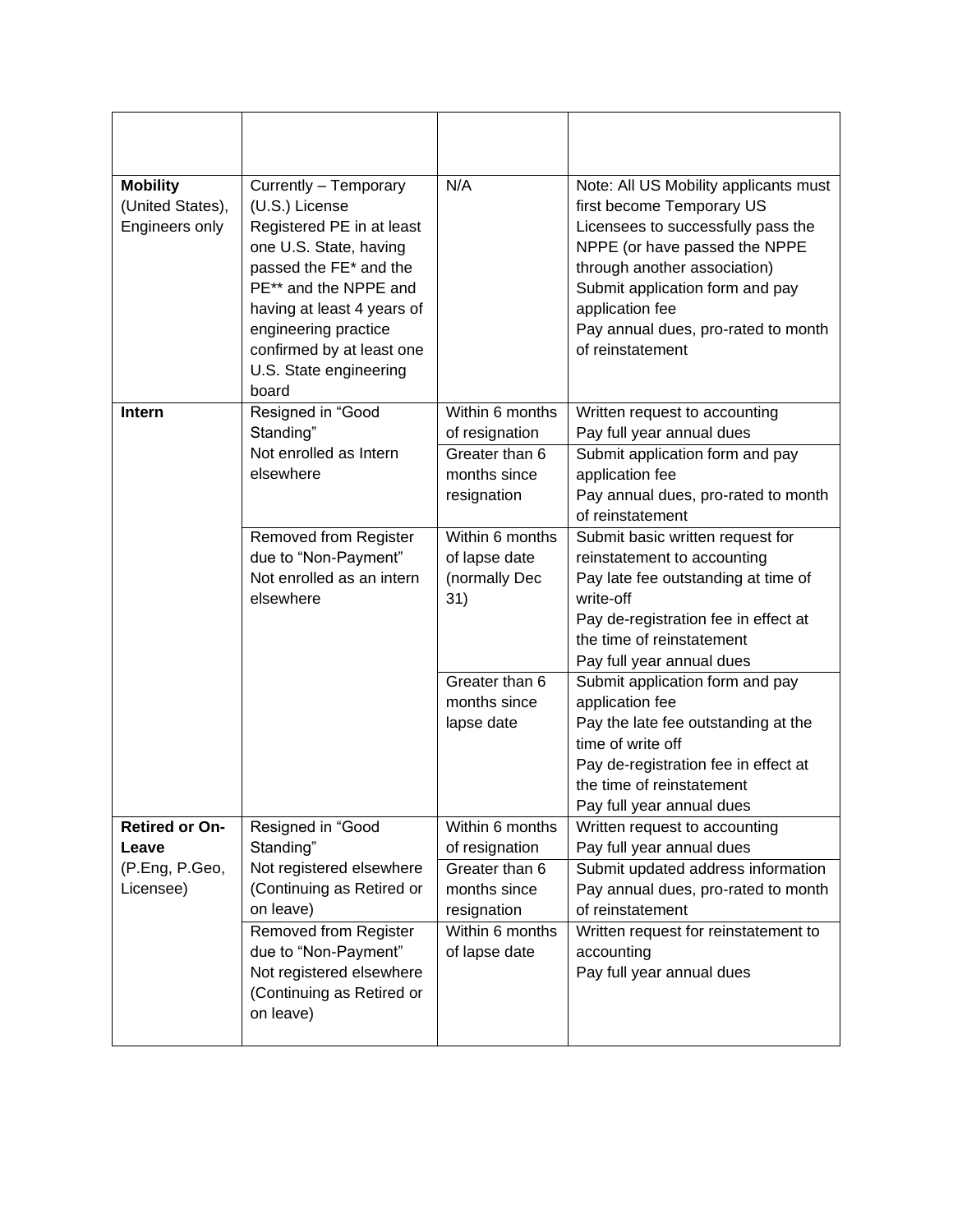| | | | |
|---|---|---|---|
| **Mobility** (United States), Engineers only | Currently – Temporary (U.S.) License<br>Registered PE in at least one U.S. State, having passed the FE* and the PE** and the NPPE and having at least 4 years of engineering practice confirmed by at least one U.S. State engineering board | N/A | Note: All US Mobility applicants must first become Temporary US Licensees to successfully pass the NPPE (or have passed the NPPE through another association)<br>Submit application form and pay application fee<br>Pay annual dues, pro-rated to month of reinstatement |
| **Intern** | Resigned in “Good Standing”<br>Not enrolled as Intern elsewhere | Within 6 months of resignation | Written request to accounting<br>Pay full year annual dues |
| | | Greater than 6 months since resignation | Submit application form and pay application fee<br>Pay annual dues, pro-rated to month of reinstatement |
| | Removed from Register due to “Non-Payment”<br>Not enrolled as an intern elsewhere | Within 6 months of lapse date (normally Dec 31) | Submit basic written request for reinstatement to accounting<br>Pay late fee outstanding at time of write-off<br>Pay de-registration fee in effect at the time of reinstatement<br>Pay full year annual dues |
| | | Greater than 6 months since lapse date | Submit application form and pay application fee<br>Pay the late fee outstanding at the time of write off<br>Pay de-registration fee in effect at the time of reinstatement<br>Pay full year annual dues |
| **Retired or On-Leave** (P.Eng, P.Geo, Licensee) | Resigned in “Good Standing”<br>Not registered elsewhere (Continuing as Retired or on leave) | Within 6 months of resignation | Written request to accounting<br>Pay full year annual dues |
| | | Greater than 6 months since resignation | Submit updated address information<br>Pay annual dues, pro-rated to month of reinstatement |
| | Removed from Register due to “Non-Payment”<br>Not registered elsewhere (Continuing as Retired or on leave) | Within 6 months of lapse date | Written request for reinstatement to accounting<br>Pay full year annual dues |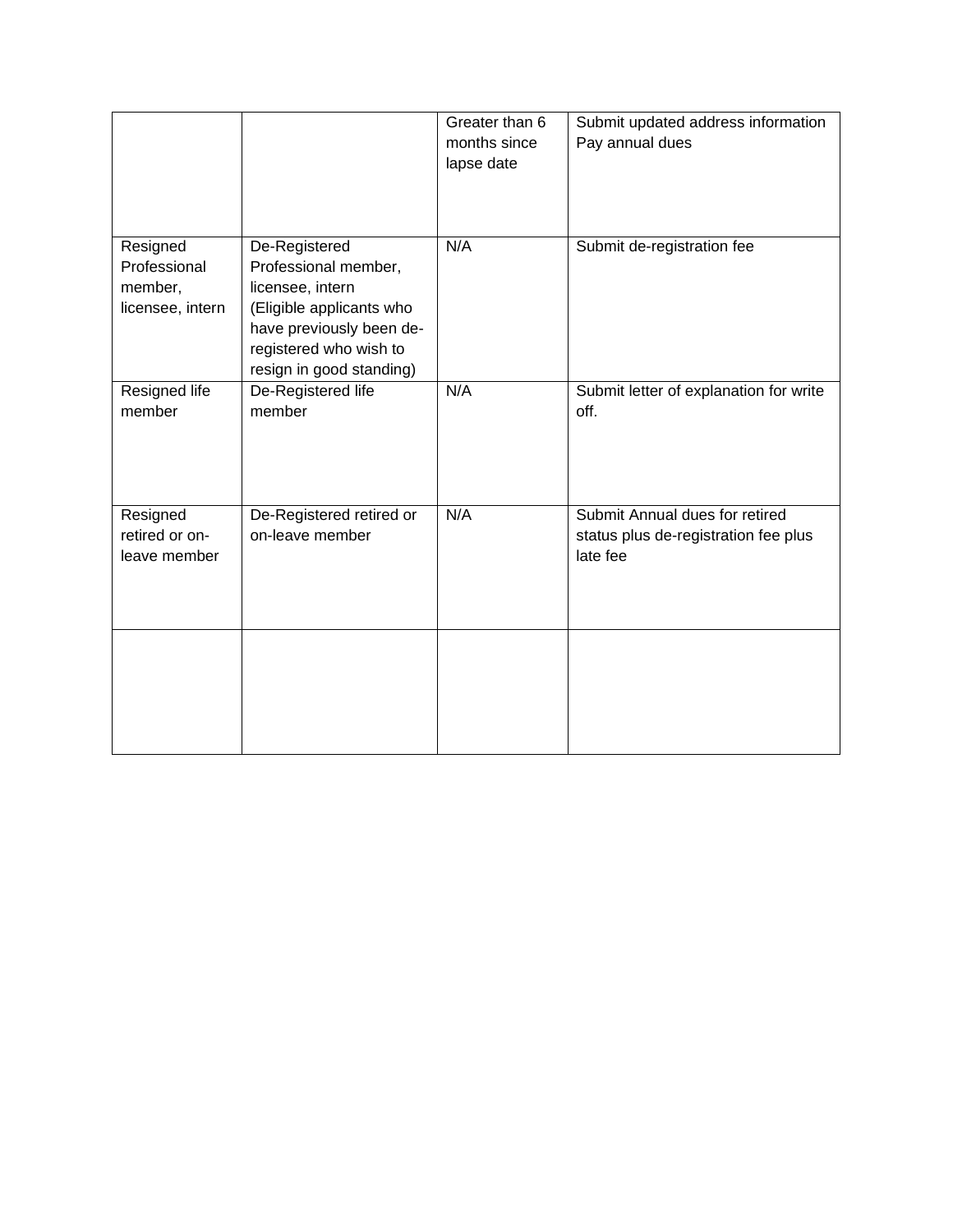| | | | |
|---|---|---|---|
| | | Greater than 6 months since lapse date | Submit updated address information Pay annual dues |
| Resigned Professional member, licensee, intern | De-Registered Professional member, licensee, intern (Eligible applicants who have previously been de-registered who wish to resign in good standing) | N/A | Submit de-registration fee |
| Resigned life member | De-Registered life member | N/A | Submit letter of explanation for write off. |
| Resigned retired or on-leave member | De-Registered retired or on-leave member | N/A | Submit Annual dues for retired status plus de-registration fee plus late fee |
| | | | |